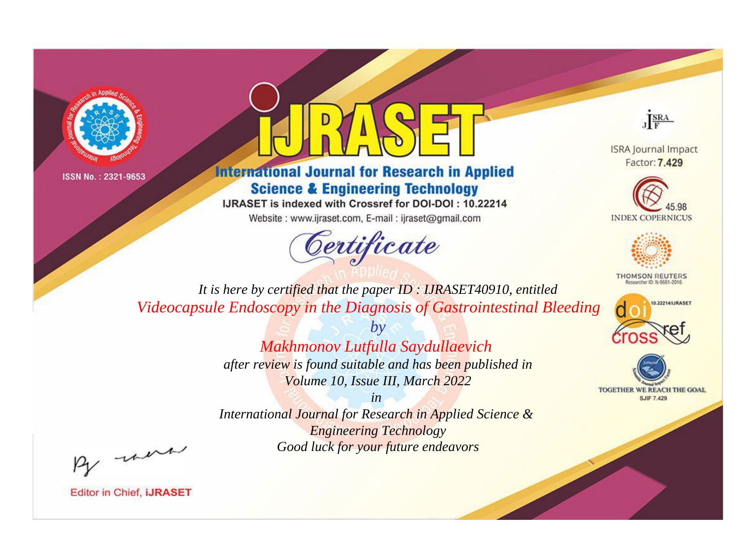ISSN No. : 2321-9653

# IJRASET

## International Journal for Research in Applied Science & Engineering Technology

IJRASET is indexed with Crossref for DOI-DOI : 10.22214

Website : www.ijraset.com, E-mail : ijraset@gmail.com

ISRA Journal Impact Factor: **7.429**

INDEX COPERNICUS 45.98

THOMSON REUTERS Researcher ID: N-9681-2016

10.22214/IJRASET

TOGETHER WE REACH THE GOAL SJIF 7.429

*Certificate*

*It is here by certified that the paper ID : IJRASET40910, entitled*

*Videocapsule Endoscopy in the Diagnosis of Gastrointestinal Bleeding*

*by*

*Makhmonov Lutfulla Saydullaevich*

*after review is found suitable and has been published in*

*Volume 10, Issue III, March 2022*

*in*

*International Journal for Research in Applied Science & Engineering Technology*

*Good luck for your future endeavors*

Editor in Chief, **iJRASET**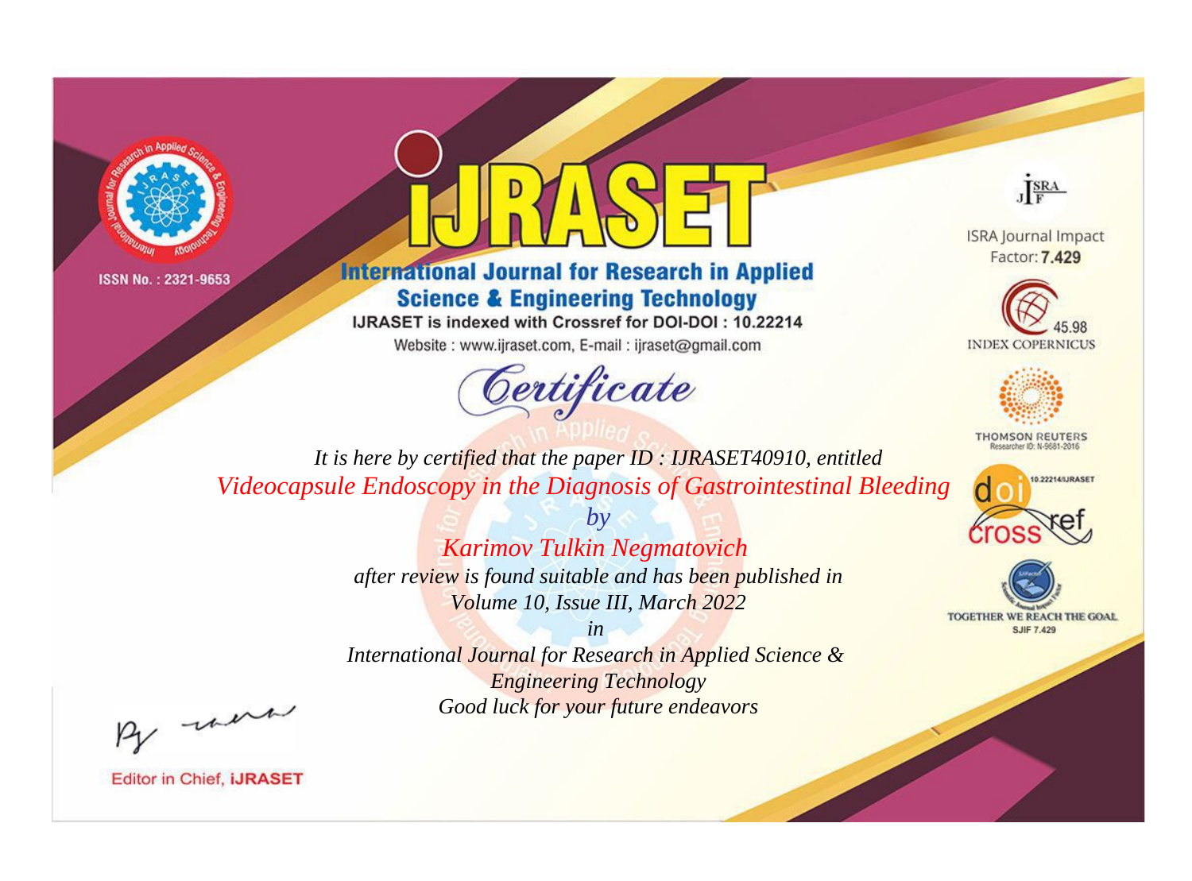ISSN No. : 2321-9653

# iJRASET

## International Journal for Research in Applied Science & Engineering Technology

IJRASET is indexed with Crossref for DOI-DOI : 10.22214

Website : www.ijraset.com, E-mail : ijraset@gmail.com

ISRA Journal Impact Factor: **7.429**

45.98 INDEX COPERNICUS

THOMSON REUTERS Researcher ID: N-9681-2016

10.22214/IJRASET

TOGETHER WE REACH THE GOAL SJIF 7.429

*Certificate*

*It is here by certified that the paper ID : IJRASET40910, entitled*

*Videocapsule Endoscopy in the Diagnosis of Gastrointestinal Bleeding*

*by*

*Karimov Tulkin Negmatovich*

*after review is found suitable and has been published in*

*Volume 10, Issue III, March 2022*

*in*

*International Journal for Research in Applied Science & Engineering Technology*

*Good luck for your future endeavors*

Editor in Chief, **iJRASET**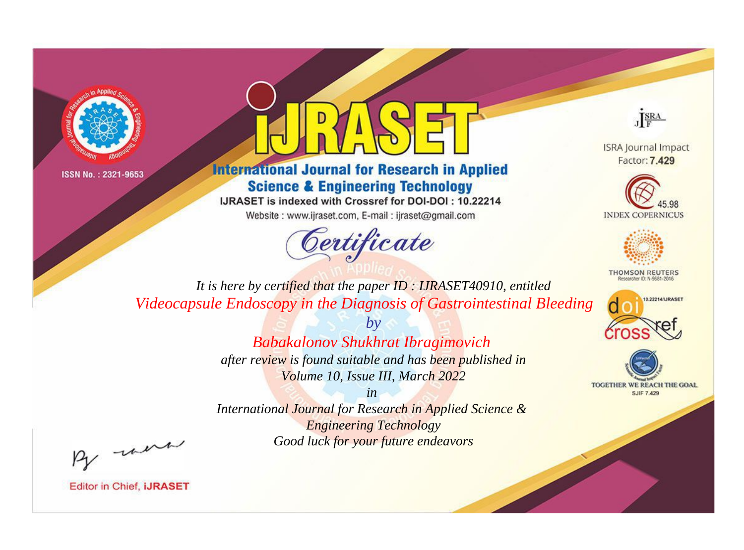ISSN No. : 2321-9653

# iJRASET

## International Journal for Research in Applied Science & Engineering Technology

IJRASET is indexed with Crossref for DOI-DOI : 10.22214

Website : www.ijraset.com, E-mail : ijraset@gmail.com

ISRA Journal Impact Factor: **7.429**

45.98 INDEX COPERNICUS

THOMSON REUTERS Researcher ID: N-9681-2016

10.22214/IJRASET

TOGETHER WE REACH THE GOAL SJIF 7.429

*Certificate*

*It is here by certified that the paper ID : IJRASET40910, entitled*

*Videocapsule Endoscopy in the Diagnosis of Gastrointestinal Bleeding*

*by*

*Babakalonov Shukhrat Ibragimovich*

*after review is found suitable and has been published in*

*Volume 10, Issue III, March 2022*

*in*

*International Journal for Research in Applied Science & Engineering Technology*

*Good luck for your future endeavors*

Editor in Chief, **iJRASET**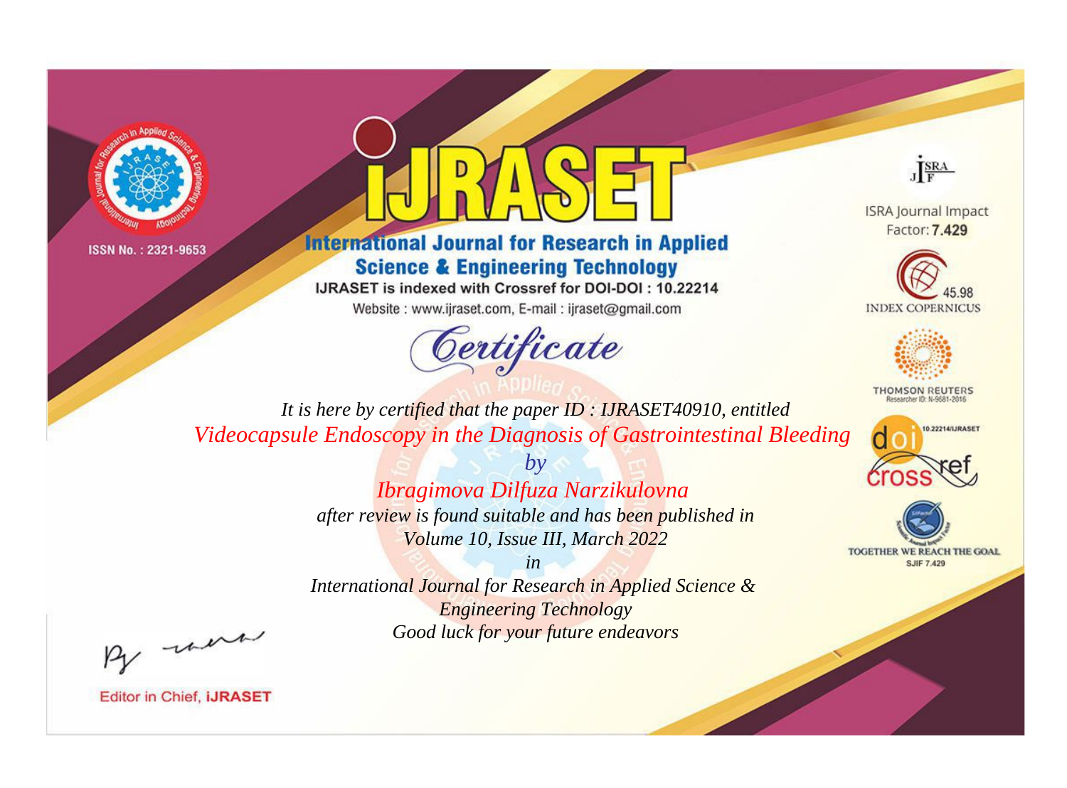ISSN No. : 2321-9653

# IJRASET

## International Journal for Research in Applied Science & Engineering Technology

IJRASET is indexed with Crossref for DOI-DOI : 10.22214

Website : www.ijraset.com, E-mail : ijraset@gmail.com

ISRA Journal Impact Factor: **7.429**

45.98 INDEX COPERNICUS

THOMSON REUTERS Researcher ID: N-9681-2016

10.22214/IJRASET

TOGETHER WE REACH THE GOAL SJIF 7.429

*Certificate*

*It is here by certified that the paper ID : IJRASET40910, entitled*

*Videocapsule Endoscopy in the Diagnosis of Gastrointestinal Bleeding*

*by*

*Ibragimova Dilfuza Narzikulovna*

*after review is found suitable and has been published in*

*Volume 10, Issue III, March 2022*

*in*

*International Journal for Research in Applied Science & Engineering Technology*

*Good luck for your future endeavors*

Editor in Chief, **iJRASET**